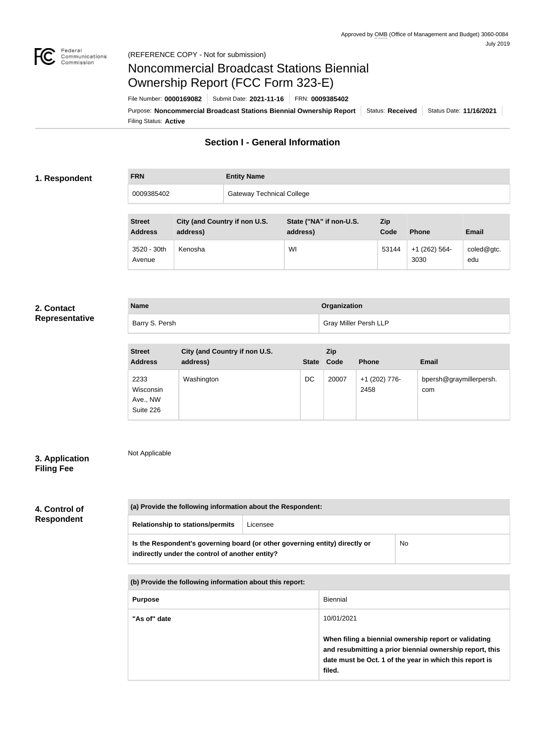Approved by OMB (Office of Management and Budget) 3060-0084
July 2019

(REFERENCE COPY - Not for submission)

# Noncommercial Broadcast Stations Biennial Ownership Report (FCC Form 323-E)

File Number: **0000169082** | Submit Date: **2021-11-16** | FRN: **0009385402**

Purpose: **Noncommercial Broadcast Stations Biennial Ownership Report** | Status: **Received** | Status Date: **11/16/2021**

Filing Status: **Active**

## Section I - General Information

### 1. Respondent

| FRN | Entity Name |
| --- | --- |
| 0009385402 | Gateway Technical College |

| Street Address | City (and Country if non U.S. address) | State ("NA" if non-U.S. address) | Zip Code | Phone | Email |
| --- | --- | --- | --- | --- | --- |
| 3520 - 30th Avenue | Kenosha | WI | 53144 | +1 (262) 564-3030 | coled@gtc.edu |

### 2. Contact Representative

| Name | Organization |
| --- | --- |
| Barry S. Persh | Gray Miller Persh LLP |

| Street Address | City (and Country if non U.S. address) | State | Zip Code | Phone | Email |
| --- | --- | --- | --- | --- | --- |
| 2233 Wisconsin Ave., NW Suite 226 | Washington | DC | 20007 | +1 (202) 776-2458 | bpersh@graymillerpersh.com |

### 3. Application Filing Fee

Not Applicable

### 4. Control of Respondent

| (a) Provide the following information about the Respondent: | |
| --- | --- |
| **Relationship to stations/permits** | Licensee |
| **Is the Respondent's governing board (or other governing entity) directly or indirectly under the control of another entity?** | No |

| (b) Provide the following information about this report: | |
| --- | --- |
| **Purpose** | Biennial |
| **"As of" date** | 10/01/2021<br><br>**When filing a biennial ownership report or validating and resubmitting a prior biennial ownership report, this date must be Oct. 1 of the year in which this report is filed.** |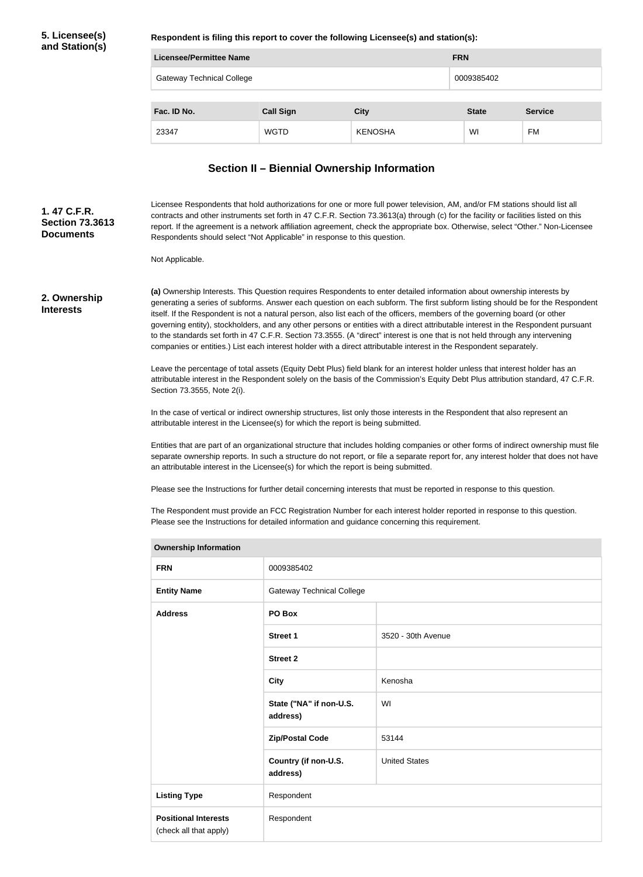**5. Licensee(s) and Station(s)**

**Respondent is filing this report to cover the following Licensee(s) and station(s):**

| Licensee/Permittee Name | FRN |
| --- | --- |
| Gateway Technical College | 0009385402 |

| Fac. ID No. | Call Sign | City | State | Service |
| --- | --- | --- | --- | --- |
| 23347 | WGTD | KENOSHA | WI | FM |

## Section II – Biennial Ownership Information

**1. 47 C.F.R. Section 73.3613 Documents**

Licensee Respondents that hold authorizations for one or more full power television, AM, and/or FM stations should list all contracts and other instruments set forth in 47 C.F.R. Section 73.3613(a) through (c) for the facility or facilities listed on this report. If the agreement is a network affiliation agreement, check the appropriate box. Otherwise, select "Other." Non-Licensee Respondents should select "Not Applicable" in response to this question.

Not Applicable.

**2. Ownership Interests**

**(a)** Ownership Interests. This Question requires Respondents to enter detailed information about ownership interests by generating a series of subforms. Answer each question on each subform. The first subform listing should be for the Respondent itself. If the Respondent is not a natural person, also list each of the officers, members of the governing board (or other governing entity), stockholders, and any other persons or entities with a direct attributable interest in the Respondent pursuant to the standards set forth in 47 C.F.R. Section 73.3555. (A "direct" interest is one that is not held through any intervening companies or entities.) List each interest holder with a direct attributable interest in the Respondent separately.

Leave the percentage of total assets (Equity Debt Plus) field blank for an interest holder unless that interest holder has an attributable interest in the Respondent solely on the basis of the Commission's Equity Debt Plus attribution standard, 47 C.F.R. Section 73.3555, Note 2(i).

In the case of vertical or indirect ownership structures, list only those interests in the Respondent that also represent an attributable interest in the Licensee(s) for which the report is being submitted.

Entities that are part of an organizational structure that includes holding companies or other forms of indirect ownership must file separate ownership reports. In such a structure do not report, or file a separate report for, any interest holder that does not have an attributable interest in the Licensee(s) for which the report is being submitted.

Please see the Instructions for further detail concerning interests that must be reported in response to this question.

The Respondent must provide an FCC Registration Number for each interest holder reported in response to this question. Please see the Instructions for detailed information and guidance concerning this requirement.

| Ownership Information | | |
| --- | --- | --- |
| **FRN** | 0009385402 | |
| **Entity Name** | Gateway Technical College | |
| **Address** | **PO Box** | |
| | **Street 1** | 3520 - 30th Avenue |
| | **Street 2** | |
| | **City** | Kenosha |
| | **State ("NA" if non-U.S. address)** | WI |
| | **Zip/Postal Code** | 53144 |
| | **Country (if non-U.S. address)** | United States |
| **Listing Type** | Respondent | |
| **Positional Interests** (check all that apply) | Respondent | |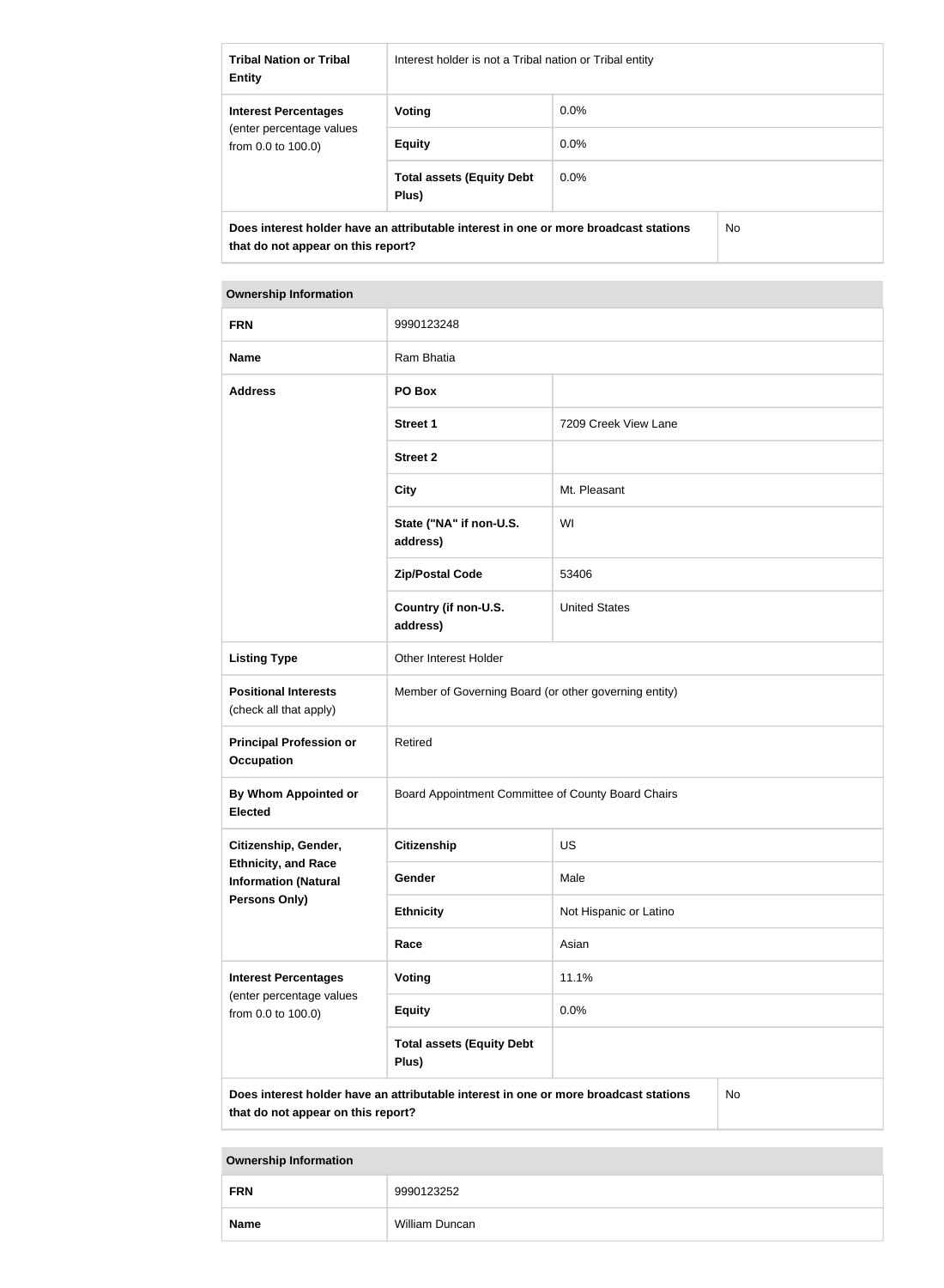| | | |
|---|---|---|
| **Tribal Nation or Tribal Entity** | Interest holder is not a Tribal nation or Tribal entity | |
| **Interest Percentages** (enter percentage values from 0.0 to 100.0) | **Voting** | 0.0% |
| | **Equity** | 0.0% |
| | **Total assets (Equity Debt Plus)** | 0.0% |
| **Does interest holder have an attributable interest in one or more broadcast stations that do not appear on this report?** | | No |

| **Ownership Information** | | |
|---|---|---|
| **FRN** | 9990123248 | |
| **Name** | Ram Bhatia | |
| **Address** | **PO Box** | |
| | **Street 1** | 7209 Creek View Lane |
| | **Street 2** | |
| | **City** | Mt. Pleasant |
| | **State ("NA" if non-U.S. address)** | WI |
| | **Zip/Postal Code** | 53406 |
| | **Country (if non-U.S. address)** | United States |
| **Listing Type** | Other Interest Holder | |
| **Positional Interests** (check all that apply) | Member of Governing Board (or other governing entity) | |
| **Principal Profession or Occupation** | Retired | |
| **By Whom Appointed or Elected** | Board Appointment Committee of County Board Chairs | |
| **Citizenship, Gender, Ethnicity, and Race Information (Natural Persons Only)** | **Citizenship** | US |
| | **Gender** | Male |
| | **Ethnicity** | Not Hispanic or Latino |
| | **Race** | Asian |
| **Interest Percentages** (enter percentage values from 0.0 to 100.0) | **Voting** | 11.1% |
| | **Equity** | 0.0% |
| | **Total assets (Equity Debt Plus)** | |
| **Does interest holder have an attributable interest in one or more broadcast stations that do not appear on this report?** | | No |

| **Ownership Information** | |
|---|---|
| **FRN** | 9990123252 |
| **Name** | William Duncan |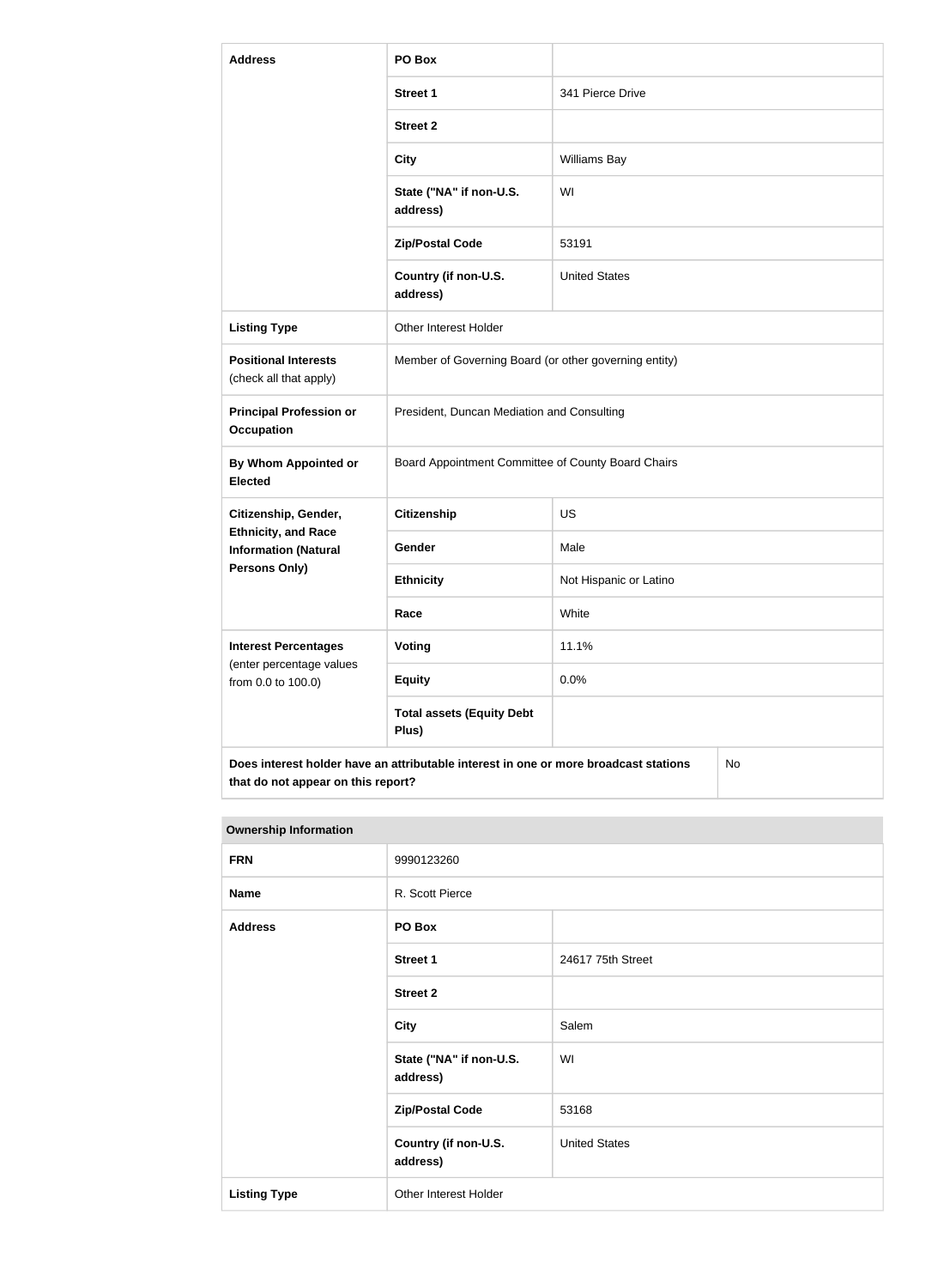| Address | PO Box | |
|---|---|---|
| | Street 1 | 341 Pierce Drive |
| | Street 2 | |
| | City | Williams Bay |
| | State ("NA" if non-U.S. address) | WI |
| | Zip/Postal Code | 53191 |
| | Country (if non-U.S. address) | United States |
| Listing Type | Other Interest Holder | |
| Positional Interests (check all that apply) | Member of Governing Board (or other governing entity) | |
| Principal Profession or Occupation | President, Duncan Mediation and Consulting | |
| By Whom Appointed or Elected | Board Appointment Committee of County Board Chairs | |
| Citizenship, Gender, Ethnicity, and Race Information (Natural Persons Only) | Citizenship | US |
| | Gender | Male |
| | Ethnicity | Not Hispanic or Latino |
| | Race | White |
| Interest Percentages (enter percentage values from 0.0 to 100.0) | Voting | 11.1% |
| | Equity | 0.0% |
| | Total assets (Equity Debt Plus) | |
| Does interest holder have an attributable interest in one or more broadcast stations that do not appear on this report? | | No |

| Ownership Information | | |
|---|---|---|
| FRN | 9990123260 | |
| Name | R. Scott Pierce | |
| Address | PO Box | |
| | Street 1 | 24617 75th Street |
| | Street 2 | |
| | City | Salem |
| | State ("NA" if non-U.S. address) | WI |
| | Zip/Postal Code | 53168 |
| | Country (if non-U.S. address) | United States |
| Listing Type | Other Interest Holder | |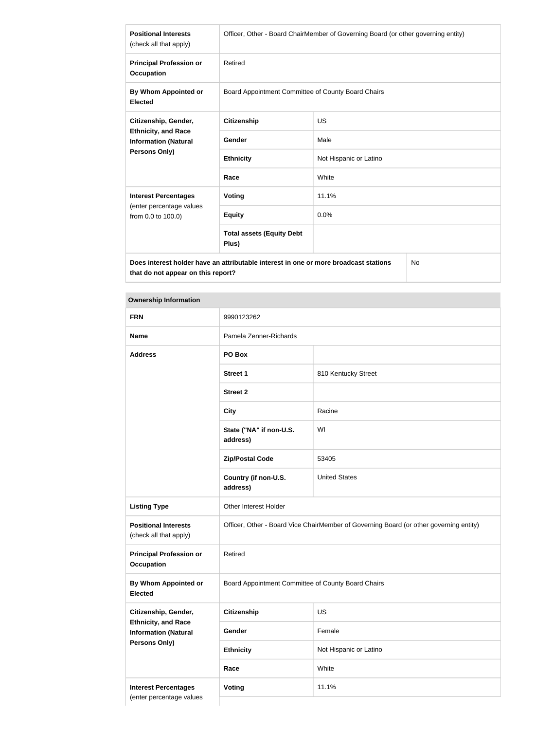| | | |
|---|---|---|
| **Positional Interests** (check all that apply) | Officer, Other - Board ChairMember of Governing Board (or other governing entity) | |
| **Principal Profession or Occupation** | Retired | |
| **By Whom Appointed or Elected** | Board Appointment Committee of County Board Chairs | |
| **Citizenship, Gender, Ethnicity, and Race Information (Natural Persons Only)** | **Citizenship** | US |
| | **Gender** | Male |
| | **Ethnicity** | Not Hispanic or Latino |
| | **Race** | White |
| **Interest Percentages** (enter percentage values from 0.0 to 100.0) | **Voting** | 11.1% |
| | **Equity** | 0.0% |
| | **Total assets (Equity Debt Plus)** | |
| **Does interest holder have an attributable interest in one or more broadcast stations that do not appear on this report?** | | No |

| **Ownership Information** | | |
|---|---|---|
| **FRN** | 9990123262 | |
| **Name** | Pamela Zenner-Richards | |
| **Address** | **PO Box** | |
| | **Street 1** | 810 Kentucky Street |
| | **Street 2** | |
| | **City** | Racine |
| | **State ("NA" if non-U.S. address)** | WI |
| | **Zip/Postal Code** | 53405 |
| | **Country (if non-U.S. address)** | United States |
| **Listing Type** | Other Interest Holder | |
| **Positional Interests** (check all that apply) | Officer, Other - Board Vice ChairMember of Governing Board (or other governing entity) | |
| **Principal Profession or Occupation** | Retired | |
| **By Whom Appointed or Elected** | Board Appointment Committee of County Board Chairs | |
| **Citizenship, Gender, Ethnicity, and Race Information (Natural Persons Only)** | **Citizenship** | US |
| | **Gender** | Female |
| | **Ethnicity** | Not Hispanic or Latino |
| | **Race** | White |
| **Interest Percentages** (enter percentage values | **Voting** | 11.1% |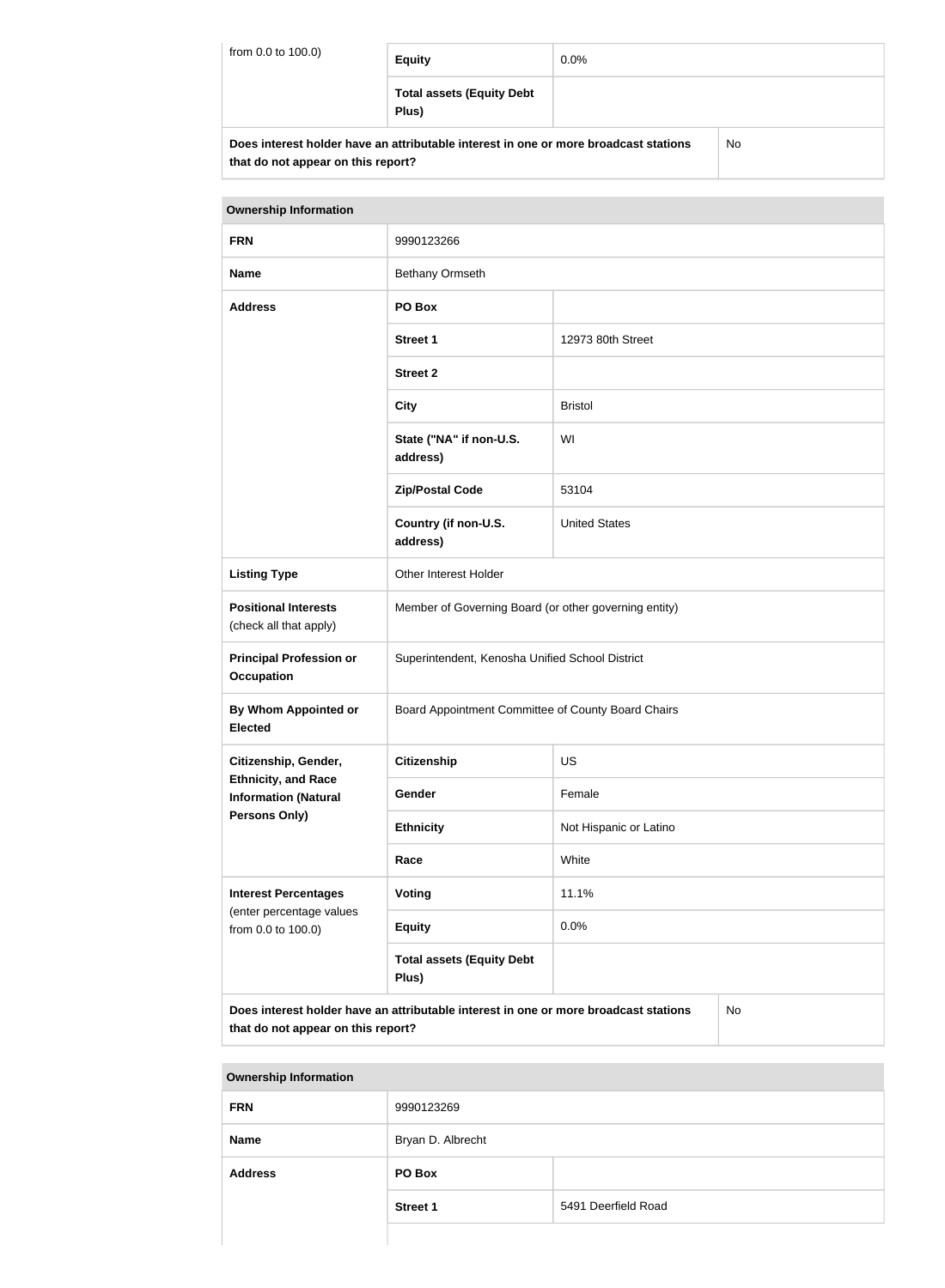| from 0.0 to 100.0) | **Equity** | 0.0% |
|---|---|---|
| | **Total assets (Equity Debt Plus)** | |
| **Does interest holder have an attributable interest in one or more broadcast stations that do not appear on this report?** | | No |

| **Ownership Information** | | |
|---|---|---|
| **FRN** | 9990123266 | |
| **Name** | Bethany Ormseth | |
| **Address** | **PO Box** | |
| | **Street 1** | 12973 80th Street |
| | **Street 2** | |
| | **City** | Bristol |
| | **State ("NA" if non-U.S. address)** | WI |
| | **Zip/Postal Code** | 53104 |
| | **Country (if non-U.S. address)** | United States |
| **Listing Type** | Other Interest Holder | |
| **Positional Interests** (check all that apply) | Member of Governing Board (or other governing entity) | |
| **Principal Profession or Occupation** | Superintendent, Kenosha Unified School District | |
| **By Whom Appointed or Elected** | Board Appointment Committee of County Board Chairs | |
| **Citizenship, Gender, Ethnicity, and Race Information (Natural Persons Only)** | **Citizenship** | US |
| | **Gender** | Female |
| | **Ethnicity** | Not Hispanic or Latino |
| | **Race** | White |
| **Interest Percentages** (enter percentage values from 0.0 to 100.0) | **Voting** | 11.1% |
| | **Equity** | 0.0% |
| | **Total assets (Equity Debt Plus)** | |
| **Does interest holder have an attributable interest in one or more broadcast stations that do not appear on this report?** | | No |

| **Ownership Information** | | |
|---|---|---|
| **FRN** | 9990123269 | |
| **Name** | Bryan D. Albrecht | |
| **Address** | **PO Box** | |
| | **Street 1** | 5491 Deerfield Road |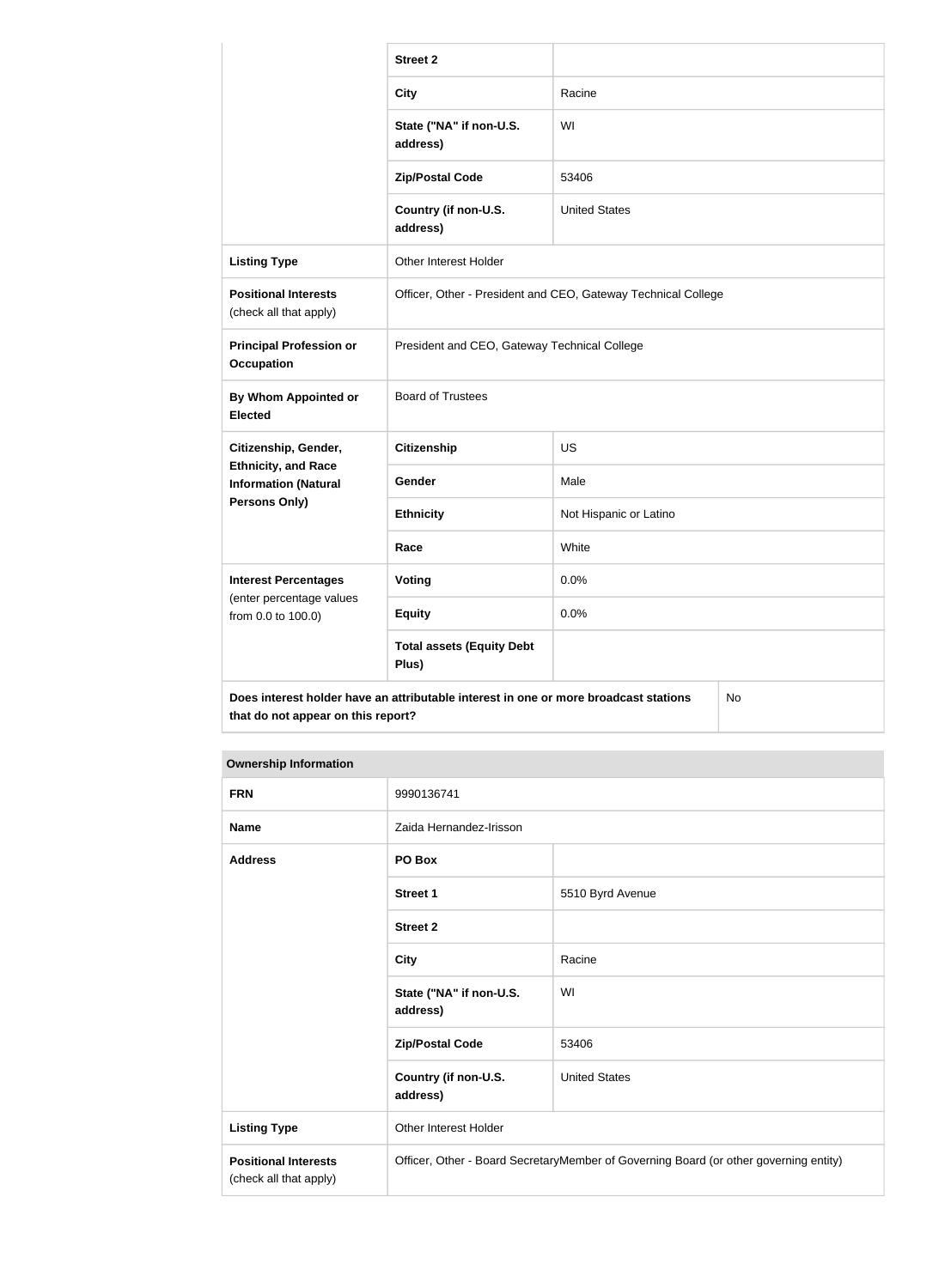| | | |
|---|---|---|
| | **Street 2** | |
| | **City** | Racine |
| | **State ("NA" if non-U.S. address)** | WI |
| | **Zip/Postal Code** | 53406 |
| | **Country (if non-U.S. address)** | United States |
| **Listing Type** | Other Interest Holder | |
| **Positional Interests** (check all that apply) | Officer, Other - President and CEO, Gateway Technical College | |
| **Principal Profession or Occupation** | President and CEO, Gateway Technical College | |
| **By Whom Appointed or Elected** | Board of Trustees | |
| **Citizenship, Gender, Ethnicity, and Race Information (Natural Persons Only)** | **Citizenship** | US |
| | **Gender** | Male |
| | **Ethnicity** | Not Hispanic or Latino |
| | **Race** | White |
| **Interest Percentages** (enter percentage values from 0.0 to 100.0) | **Voting** | 0.0% |
| | **Equity** | 0.0% |
| | **Total assets (Equity Debt Plus)** | |
| **Does interest holder have an attributable interest in one or more broadcast stations that do not appear on this report?** | | No |

**Ownership Information**

| | | |
|---|---|---|
| **FRN** | 9990136741 | |
| **Name** | Zaida Hernandez-Irisson | |
| **Address** | **PO Box** | |
| | **Street 1** | 5510 Byrd Avenue |
| | **Street 2** | |
| | **City** | Racine |
| | **State ("NA" if non-U.S. address)** | WI |
| | **Zip/Postal Code** | 53406 |
| | **Country (if non-U.S. address)** | United States |
| **Listing Type** | Other Interest Holder | |
| **Positional Interests** (check all that apply) | Officer, Other - Board SecretaryMember of Governing Board (or other governing entity) | |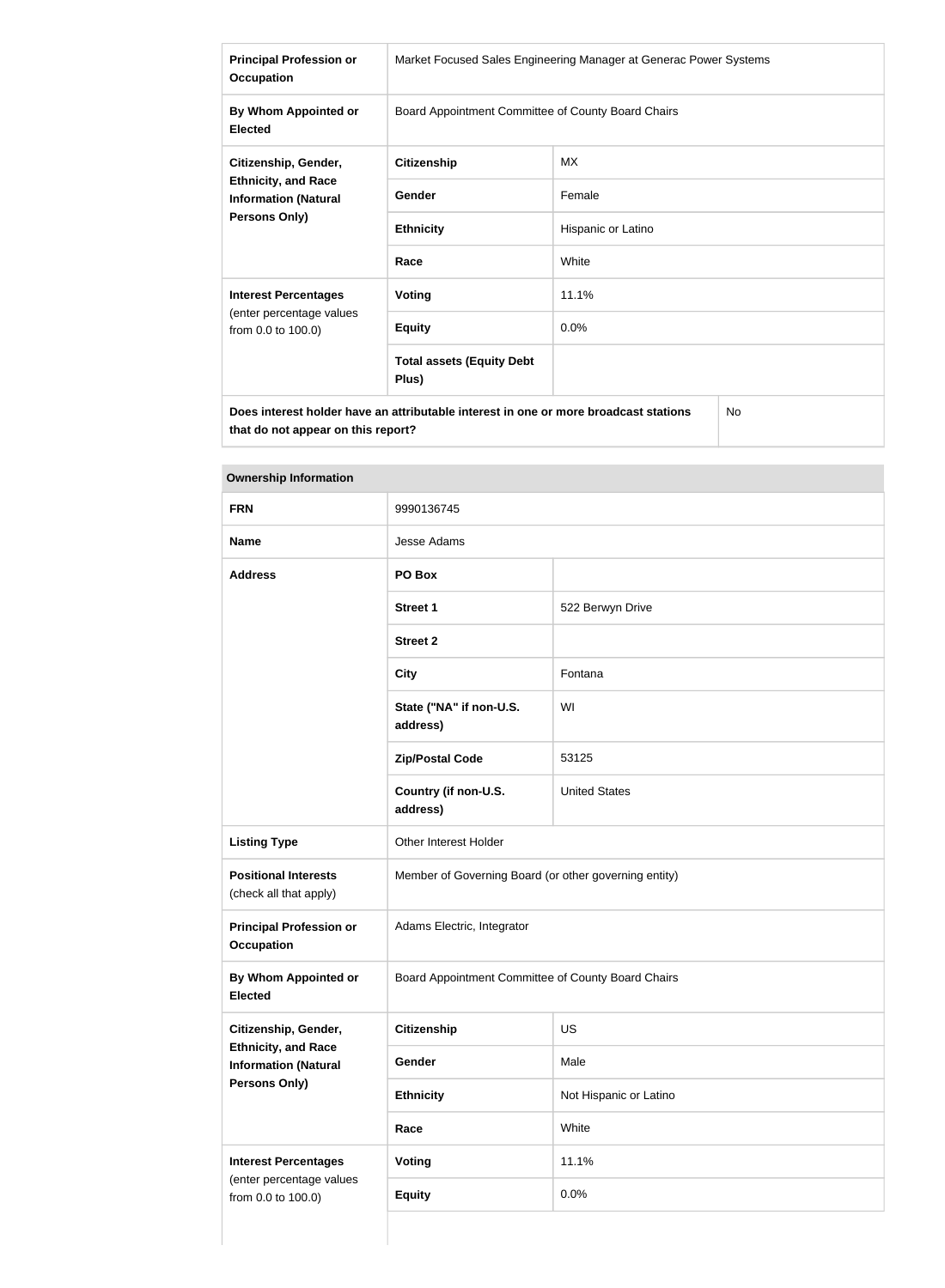| | | |
|---|---|---|
| **Principal Profession or Occupation** | Market Focused Sales Engineering Manager at Generac Power Systems | |
| **By Whom Appointed or Elected** | Board Appointment Committee of County Board Chairs | |
| **Citizenship, Gender, Ethnicity, and Race Information (Natural Persons Only)** | **Citizenship** | MX |
| | **Gender** | Female |
| | **Ethnicity** | Hispanic or Latino |
| | **Race** | White |
| **Interest Percentages** (enter percentage values from 0.0 to 100.0) | **Voting** | 11.1% |
| | **Equity** | 0.0% |
| | **Total assets (Equity Debt Plus)** | |
| **Does interest holder have an attributable interest in one or more broadcast stations that do not appear on this report?** | | No |

| **Ownership Information** | | |
|---|---|---|
| **FRN** | 9990136745 | |
| **Name** | Jesse Adams | |
| **Address** | **PO Box** | |
| | **Street 1** | 522 Berwyn Drive |
| | **Street 2** | |
| | **City** | Fontana |
| | **State ("NA" if non-U.S. address)** | WI |
| | **Zip/Postal Code** | 53125 |
| | **Country (if non-U.S. address)** | United States |
| **Listing Type** | Other Interest Holder | |
| **Positional Interests** (check all that apply) | Member of Governing Board (or other governing entity) | |
| **Principal Profession or Occupation** | Adams Electric, Integrator | |
| **By Whom Appointed or Elected** | Board Appointment Committee of County Board Chairs | |
| **Citizenship, Gender, Ethnicity, and Race Information (Natural Persons Only)** | **Citizenship** | US |
| | **Gender** | Male |
| | **Ethnicity** | Not Hispanic or Latino |
| | **Race** | White |
| **Interest Percentages** (enter percentage values from 0.0 to 100.0) | **Voting** | 11.1% |
| | **Equity** | 0.0% |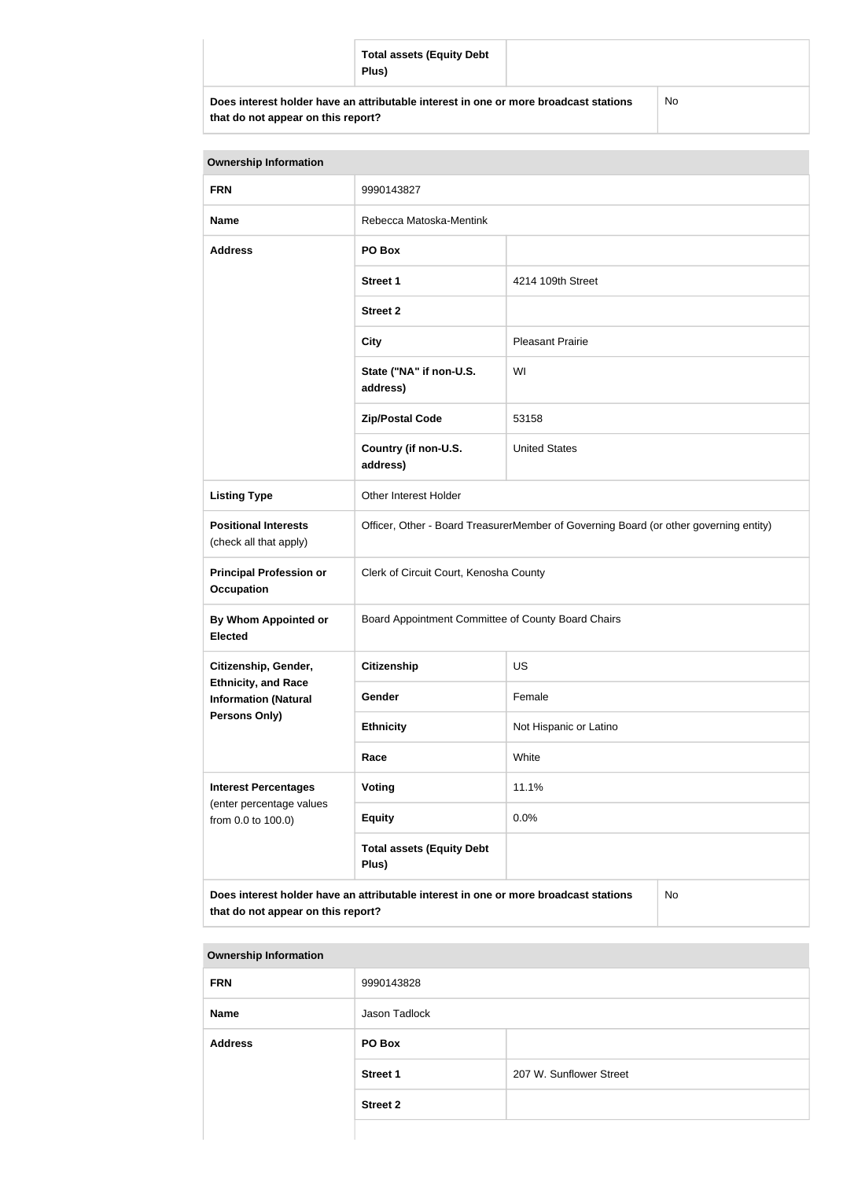| | Total assets (Equity Debt Plus) | |
|---|---|---|
| Does interest holder have an attributable interest in one or more broadcast stations that do not appear on this report? | | No |

| Ownership Information | | |
|---|---|---|
| FRN | 9990143827 | |
| Name | Rebecca Matoska-Mentink | |
| Address | PO Box | |
| | Street 1 | 4214 109th Street |
| | Street 2 | |
| | City | Pleasant Prairie |
| | State ("NA" if non-U.S. address) | WI |
| | Zip/Postal Code | 53158 |
| | Country (if non-U.S. address) | United States |
| Listing Type | Other Interest Holder | |
| Positional Interests (check all that apply) | Officer, Other - Board TreasurerMember of Governing Board (or other governing entity) | |
| Principal Profession or Occupation | Clerk of Circuit Court, Kenosha County | |
| By Whom Appointed or Elected | Board Appointment Committee of County Board Chairs | |
| Citizenship, Gender, Ethnicity, and Race Information (Natural Persons Only) | Citizenship | US |
| | Gender | Female |
| | Ethnicity | Not Hispanic or Latino |
| | Race | White |
| Interest Percentages (enter percentage values from 0.0 to 100.0) | Voting | 11.1% |
| | Equity | 0.0% |
| | Total assets (Equity Debt Plus) | |
| Does interest holder have an attributable interest in one or more broadcast stations that do not appear on this report? | | No |

| Ownership Information | | |
|---|---|---|
| FRN | 9990143828 | |
| Name | Jason Tadlock | |
| Address | PO Box | |
| | Street 1 | 207 W. Sunflower Street |
| | Street 2 | |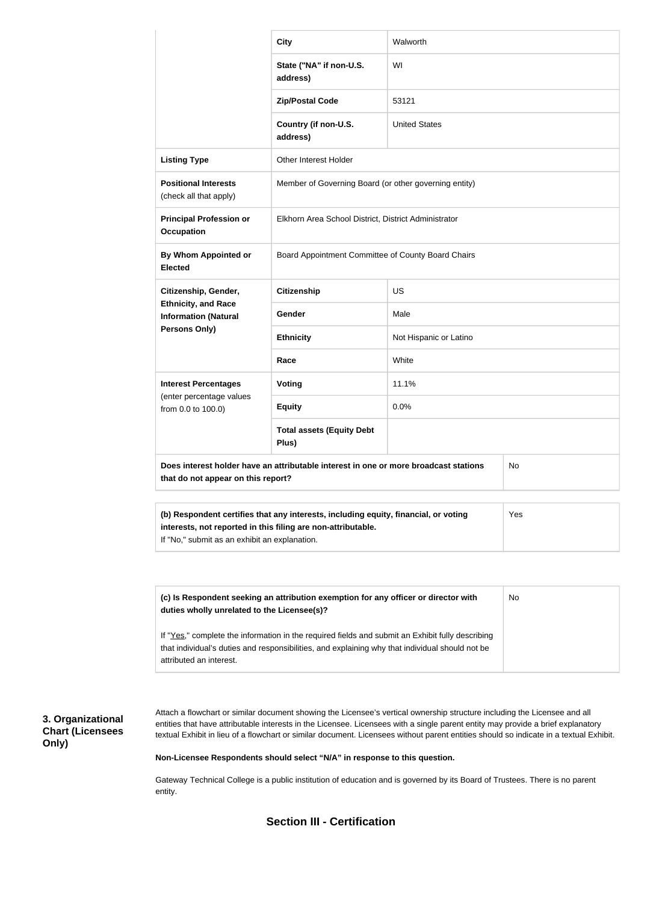| | | |
|---|---|---|
| | **City** | Walworth |
| | **State ("NA" if non-U.S. address)** | WI |
| | **Zip/Postal Code** | 53121 |
| | **Country (if non-U.S. address)** | United States |
| **Listing Type** | Other Interest Holder | |
| **Positional Interests** (check all that apply) | Member of Governing Board (or other governing entity) | |
| **Principal Profession or Occupation** | Elkhorn Area School District, District Administrator | |
| **By Whom Appointed or Elected** | Board Appointment Committee of County Board Chairs | |
| **Citizenship, Gender, Ethnicity, and Race Information (Natural Persons Only)** | **Citizenship** | US |
| | **Gender** | Male |
| | **Ethnicity** | Not Hispanic or Latino |
| | **Race** | White |
| **Interest Percentages** (enter percentage values from 0.0 to 100.0) | **Voting** | 11.1% |
| | **Equity** | 0.0% |
| | **Total assets (Equity Debt Plus)** | |
| **Does interest holder have an attributable interest in one or more broadcast stations that do not appear on this report?** | | No |

| | |
|---|---|
| **(b) Respondent certifies that any interests, including equity, financial, or voting interests, not reported in this filing are non-attributable.** If "No," submit as an exhibit an explanation. | Yes |

| | |
|---|---|
| **(c) Is Respondent seeking an attribution exemption for any officer or director with duties wholly unrelated to the Licensee(s)?** If "Yes," complete the information in the required fields and submit an Exhibit fully describing that individual's duties and responsibilities, and explaining why that individual should not be attributed an interest. | No |

**3. Organizational Chart (Licensees Only)**

Attach a flowchart or similar document showing the Licensee's vertical ownership structure including the Licensee and all entities that have attributable interests in the Licensee. Licensees with a single parent entity may provide a brief explanatory textual Exhibit in lieu of a flowchart or similar document. Licensees without parent entities should so indicate in a textual Exhibit.

**Non-Licensee Respondents should select "N/A" in response to this question.**

Gateway Technical College is a public institution of education and is governed by its Board of Trustees. There is no parent entity.

## Section III - Certification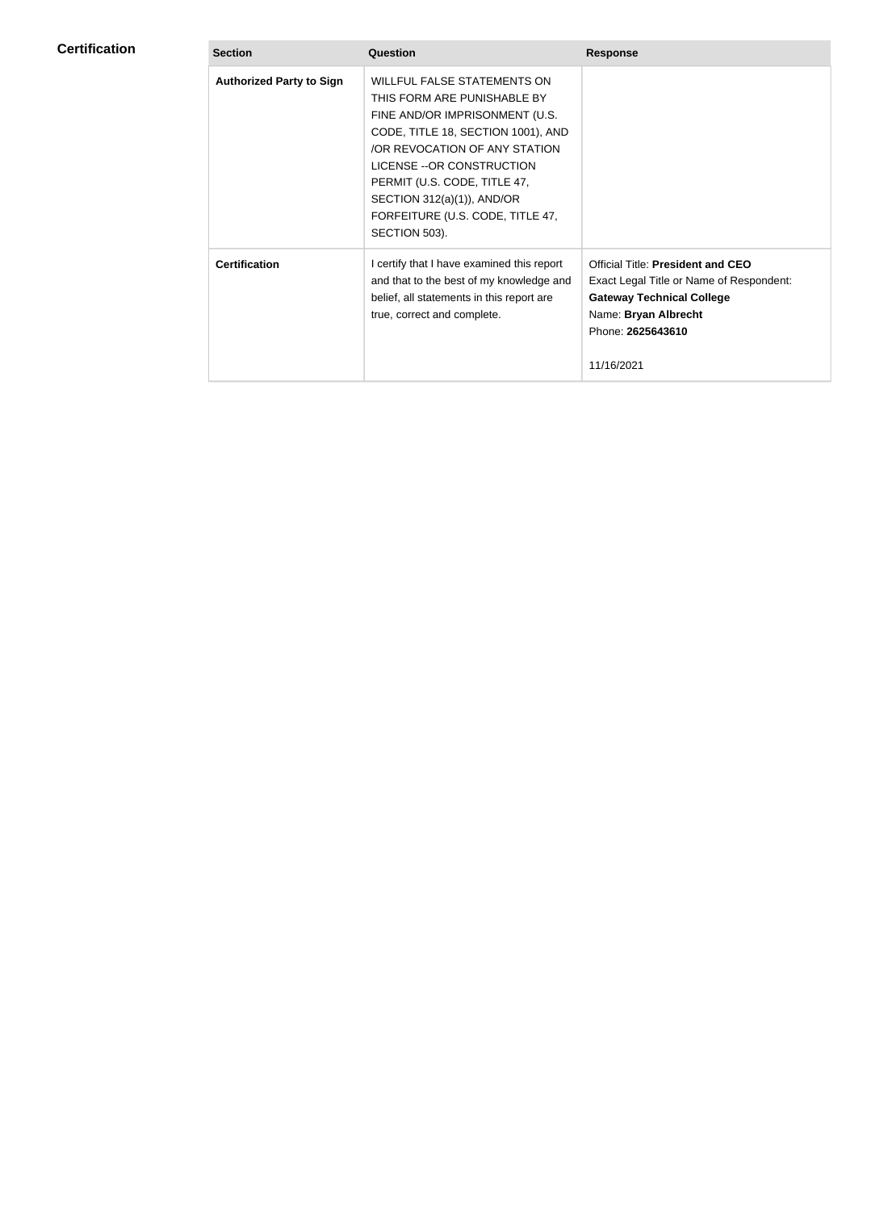## Certification

| Section | Question | Response |
| --- | --- | --- |
| **Authorized Party to Sign** | WILLFUL FALSE STATEMENTS ON THIS FORM ARE PUNISHABLE BY FINE AND/OR IMPRISONMENT (U.S. CODE, TITLE 18, SECTION 1001), AND /OR REVOCATION OF ANY STATION LICENSE --OR CONSTRUCTION PERMIT (U.S. CODE, TITLE 47, SECTION 312(a)(1)), AND/OR FORFEITURE (U.S. CODE, TITLE 47, SECTION 503). | |
| **Certification** | I certify that I have examined this report and that to the best of my knowledge and belief, all statements in this report are true, correct and complete. | Official Title: **President and CEO**<br>Exact Legal Title or Name of Respondent: **Gateway Technical College**<br>Name: **Bryan Albrecht**<br>Phone: **2625643610**<br><br>11/16/2021 |